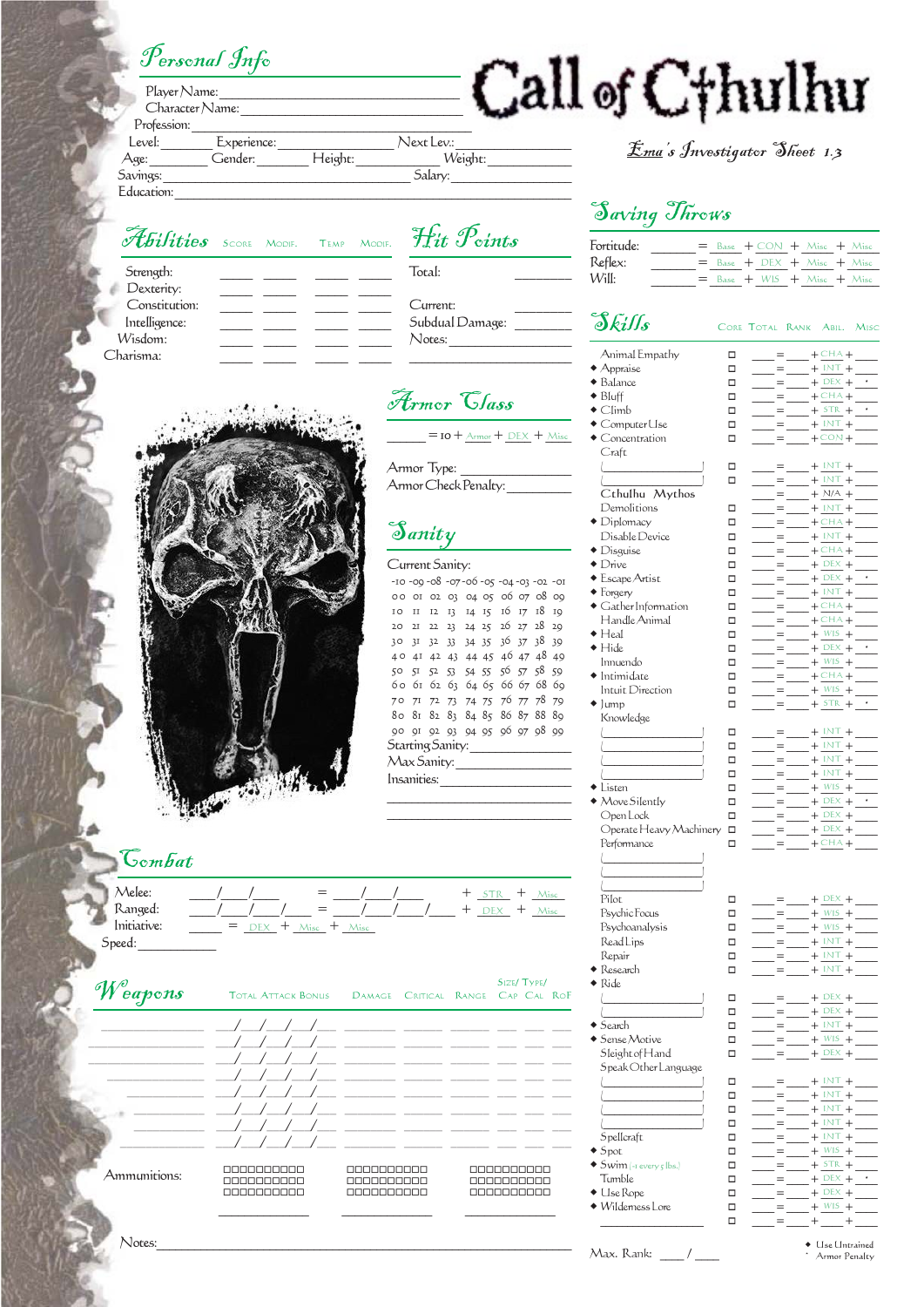# Call of Cthulhu

*Ema's Investigator Sheet 1.3*

## Personal Info

Player Name: ______
Character Name: ______
Profession: ______
Level: ______ Experience: ______ Next Lev.: ______
Age: ______ Gender: ______ Height: ______ Weight: ______
Savings: ______ Salary: ______
Education: ______

## Abilities

| | Score | Modif. | Temp | Modif. |
|---|---|---|---|---|
| Strength: | | | | |
| Dexterity: | | | | |
| Constitution: | | | | |
| Intelligence: | | | | |
| Wisdom: | | | | |
| Charisma: | | | | |

## Hit Points

Total: ______
Current: ______
Subdual Damage: ______
Notes: ______

## Saving Throws

| | | | | | |
|---|---|---|---|---|---|
| Fortitude: | ______ = | Base + | CON + | Misc + | Misc |
| Reflex: | ______ = | Base + | DEX + | Misc + | Misc |
| Will: | ______ = | Base + | WIS + | Misc + | Misc |

## Armor Class

______ = 10 + Armor + DEX + Misc

Armor Type: ______
Armor Check Penalty: ______

## Sanity

Current Sanity:

-10 -09 -08 -07 -06 -05 -04 -03 -02 -01
00 01 02 03 04 05 06 07 08 09
10 11 12 13 14 15 16 17 18 19
20 21 22 23 24 25 26 27 28 29
30 31 32 33 34 35 36 37 38 39
40 41 42 43 44 45 46 47 48 49
50 51 52 53 54 55 56 57 58 59
60 61 62 63 64 65 66 67 68 69
70 71 72 73 74 75 76 77 78 79
80 81 82 83 84 85 86 87 88 89
90 91 92 93 94 95 96 97 98 99

Starting Sanity: ______
Max Sanity: ______
Insanities: ______

## Skills

| Skill | Core | Total | Rank | Abil. | Misc |
|---|---|---|---|---|---|
| Animal Empathy | ☐ | ___ = | ___ + | CHA + | ___ |
| ◆ Appraise | ☐ | ___ = | ___ + | INT + | ___ |
| ◆ Balance | ☐ | ___ = | ___ + | DEX + | * |
| ◆ Bluff | ☐ | ___ = | ___ + | CHA + | ___ |
| ◆ Climb | ☐ | ___ = | ___ + | STR + | * |
| ◆ Computer Use | ☐ | ___ = | ___ + | INT + | ___ |
| ◆ Concentration | ☐ | ___ = | ___ + | CON + | ___ |
| Craft | | | | | |
| ( ______ ) | ☐ | ___ = | ___ + | INT + | ___ |
| ( ______ ) | ☐ | ___ = | ___ + | INT + | ___ |
| Cthulhu Mythos | | ___ = | ___ + | N/A + | ___ |
| Demolitions | ☐ | ___ = | ___ + | INT + | ___ |
| ◆ Diplomacy | ☐ | ___ = | ___ + | CHA + | ___ |
| Disable Device | ☐ | ___ = | ___ + | INT + | ___ |
| ◆ Disguise | ☐ | ___ = | ___ + | CHA + | ___ |
| ◆ Drive | ☐ | ___ = | ___ + | DEX + | ___ |
| ◆ Escape Artist | ☐ | ___ = | ___ + | DEX + | * |
| ◆ Forgery | ☐ | ___ = | ___ + | INT + | ___ |
| ◆ Gather Information | ☐ | ___ = | ___ + | CHA + | ___ |
| Handle Animal | ☐ | ___ = | ___ + | CHA + | ___ |
| ◆ Heal | ☐ | ___ = | ___ + | WIS + | ___ |
| ◆ Hide | ☐ | ___ = | ___ + | DEX + | * |
| Innuendo | ☐ | ___ = | ___ + | WIS + | ___ |
| ◆ Intimidate | ☐ | ___ = | ___ + | CHA + | ___ |
| Intuit Direction | ☐ | ___ = | ___ + | WIS + | ___ |
| ◆ Jump | ☐ | ___ = | ___ + | STR + | * |
| Knowledge | | | | | |
| ( ______ ) | ☐ | ___ = | ___ + | INT + | ___ |
| ( ______ ) | ☐ | ___ = | ___ + | INT + | ___ |
| ( ______ ) | ☐ | ___ = | ___ + | INT + | ___ |
| ( ______ ) | ☐ | ___ = | ___ + | INT + | ___ |
| ◆ Listen | ☐ | ___ = | ___ + | WIS + | ___ |
| ◆ Move Silently | ☐ | ___ = | ___ + | DEX + | * |
| Open Lock | ☐ | ___ = | ___ + | DEX + | ___ |
| Operate Heavy Machinery | ☐ | ___ = | ___ + | DEX + | ___ |
| Performance | ☐ | ___ = | ___ + | CHA + | ___ |
| ( ______ ) | | | | | |
| ( ______ ) | | | | | |
| ( ______ ) | | | | | |
| Pilot | ☐ | ___ = | ___ + | DEX + | ___ |
| Psychic Focus | ☐ | ___ = | ___ + | WIS + | ___ |
| Psychoanalysis | ☐ | ___ = | ___ + | WIS + | ___ |
| Read Lips | ☐ | ___ = | ___ + | INT + | ___ |
| Repair | ☐ | ___ = | ___ + | INT + | ___ |
| ◆ Research | ☐ | ___ = | ___ + | INT + | ___ |
| ◆ Ride | | | | | |
| ( ______ ) | ☐ | ___ = | ___ + | DEX + | ___ |
| ( ______ ) | ☐ | ___ = | ___ + | DEX + | ___ |
| ◆ Search | ☐ | ___ = | ___ + | INT + | ___ |
| ◆ Sense Motive | ☐ | ___ = | ___ + | WIS + | ___ |
| Sleight of Hand | ☐ | ___ = | ___ + | DEX + | ___ |
| Speak Other Language | | | | | |
| ( ______ ) | ☐ | ___ = | ___ + | INT + | ___ |
| ( ______ ) | ☐ | ___ = | ___ + | INT + | ___ |
| ( ______ ) | ☐ | ___ = | ___ + | INT + | ___ |
| ( ______ ) | ☐ | ___ = | ___ + | INT + | ___ |
| Spellcraft | ☐ | ___ = | ___ + | INT + | ___ |
| ◆ Spot | ☐ | ___ = | ___ + | WIS + | ___ |
| ◆ Swim (-1 every 5 lbs.) | ☐ | ___ = | ___ + | STR + | ___ |
| Tumble | ☐ | ___ = | ___ + | DEX + | * |
| ◆ Use Rope | ☐ | ___ = | ___ + | DEX + | ___ |
| ◆ Wilderness Lore | ☐ | ___ = | ___ + | WIS + | ___ |
| ______ | ☐ | ___ = | ___ + | ___ + | ___ |

Max. Rank: ___ / ___

◆ Use Untrained
\* Armor Penalty

## Combat

Melee: ___/___/___ = ___/___/___ + STR + Misc
Ranged: ___/___/___/___ = ___/___/___/___ + DEX + Misc
Initiative: ______ = DEX + Misc + Misc
Speed: ______

## Weapons

| Weapon | Total Attack Bonus | Damage | Critical | Range | Size/Type/Cap | Cal | RoF |
|---|---|---|---|---|---|---|---|
| | \_/\_/\_/\_/\_ | | | | | | |
| | \_/\_/\_/\_/\_ | | | | | | |
| | \_/\_/\_/\_/\_ | | | | | | |
| | \_/\_/\_/\_/\_ | | | | | | |
| | \_/\_/\_/\_/\_ | | | | | | |
| | \_/\_/\_/\_/\_ | | | | | | |
| | \_/\_/\_/\_/\_ | | | | | | |
| | \_/\_/\_/\_/\_ | | | | | | |

Ammunitions:

☐☐☐☐☐☐☐☐☐☐ ☐☐☐☐☐☐☐☐☐☐ ☐☐☐☐☐☐☐☐☐☐
☐☐☐☐☐☐☐☐☐☐ ☐☐☐☐☐☐☐☐☐☐ ☐☐☐☐☐☐☐☐☐☐
☐☐☐☐☐☐☐☐☐☐ ☐☐☐☐☐☐☐☐☐☐ ☐☐☐☐☐☐☐☐☐☐

Notes: ______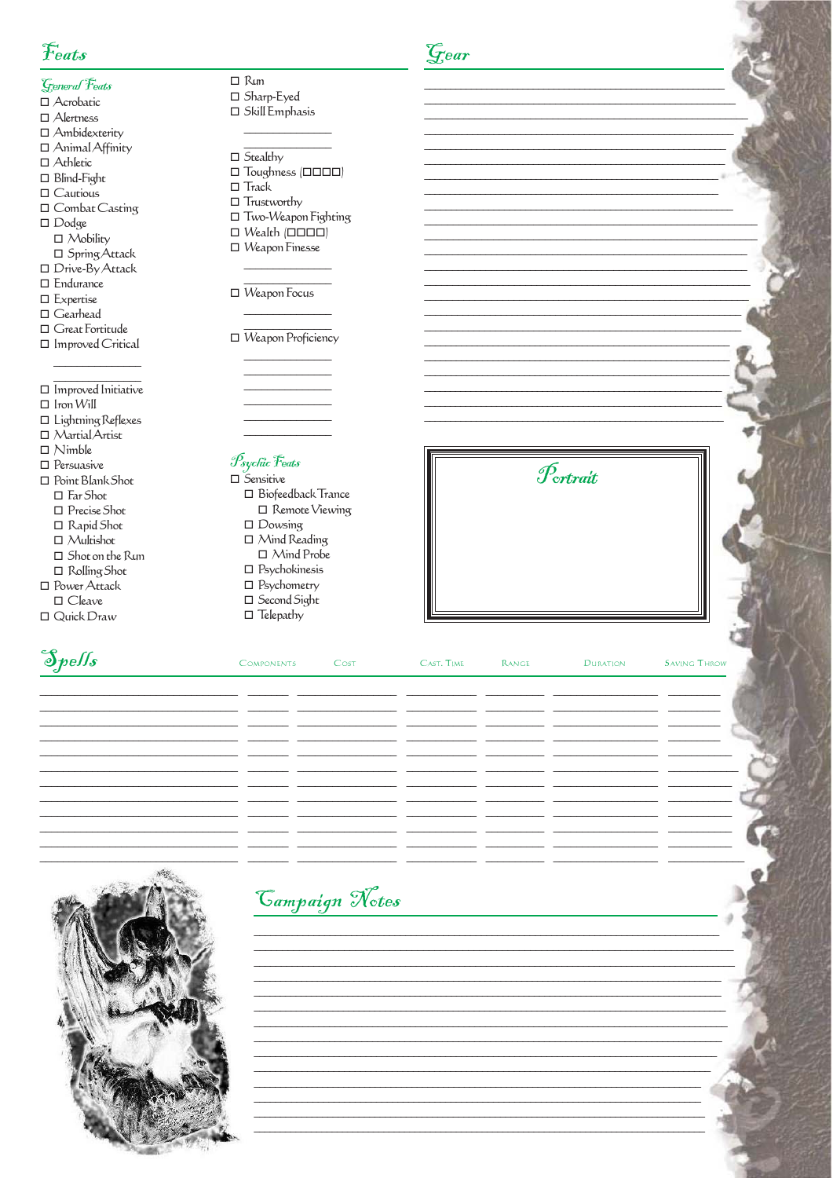# Feats

## General Feats

- ☐ Acrobatic
- ☐ Alertness
- ☐ Ambidexterity
- ☐ Animal Affinity
- ☐ Athletic
- ☐ Blind-Fight
- ☐ Cautious
- ☐ Combat Casting
- ☐ Dodge
  - ☐ Mobility
  - ☐ Spring Attack
- ☐ Drive-By Attack
- ☐ Endurance
- ☐ Expertise
- ☐ Gearhead
- ☐ Great Fortitude
- ☐ Improved Critical
  - ____________
  - ____________
- ☐ Improved Initiative
- ☐ Iron Will
- ☐ Lightning Reflexes
- ☐ Martial Artist
- ☐ Nimble
- ☐ Persuasive
- ☐ Point Blank Shot
  - ☐ Far Shot
  - ☐ Precise Shot
  - ☐ Rapid Shot
  - ☐ Multishot
  - ☐ Shot on the Run
  - ☐ Rolling Shot
- ☐ Power Attack
  - ☐ Cleave
- ☐ Quick Draw
- ☐ Run
- ☐ Sharp-Eyed
- ☐ Skill Emphasis
  - ____________
  - ____________
- ☐ Stealthy
- ☐ Toughness (☐☐☐☐)
- ☐ Track
- ☐ Trustworthy
- ☐ Two-Weapon Fighting
- ☐ Wealth (☐☐☐☐)
- ☐ Weapon Finesse
  - ____________
  - ____________
- ☐ Weapon Focus
  - ____________
  - ____________
- ☐ Weapon Proficiency
  - ____________
  - ____________
  - ____________
  - ____________
  - ____________
  - ____________

## Psychic Feats

- ☐ Sensitive
  - ☐ Biofeedback Trance
    - ☐ Remote Viewing
  - ☐ Dowsing
  - ☐ Mind Reading
    - ☐ Mind Probe
  - ☐ Psychokinesis
  - ☐ Psychometry
  - ☐ Second Sight
  - ☐ Telepathy

# Gear

# Portrait

# Spells

| | Components | Cost | Cast. Time | Range | Duration | Saving Throw |
|---|---|---|---|---|---|---|
| | | | | | | |
| | | | | | | |
| | | | | | | |
| | | | | | | |
| | | | | | | |
| | | | | | | |
| | | | | | | |
| | | | | | | |
| | | | | | | |
| | | | | | | |
| | | | | | | |
| | | | | | | |

# Campaign Notes